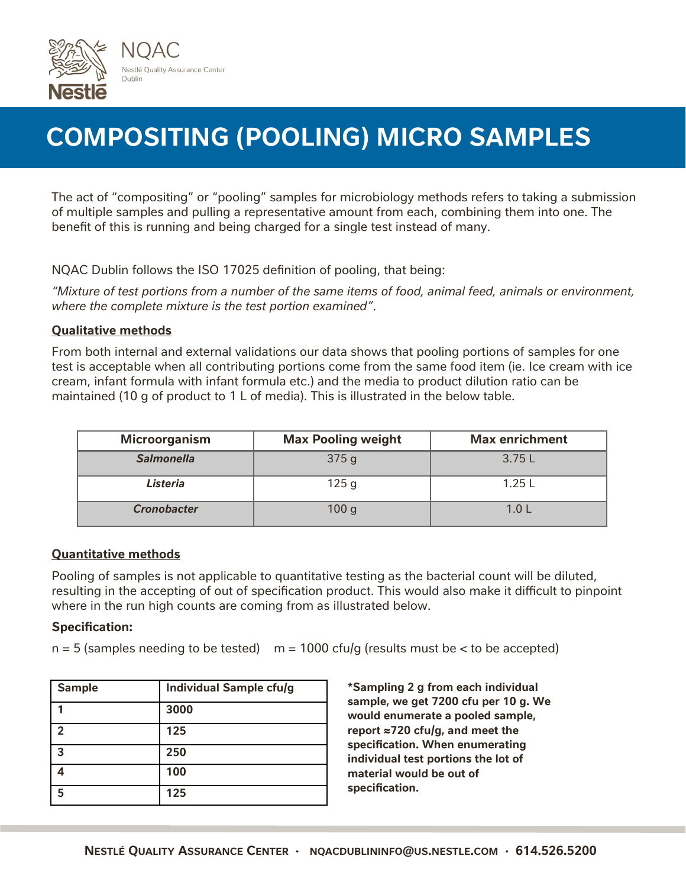# COMPOSITING (POOLING) MICRO SAMPLES

The act of "compositing" or "pooling" samples for microbiology methods refers to taking a submission of multiple samples and pulling a representative amount from each, combining them into one. The benefit of this is running and being charged for a single test instead of many.

NQAC Dublin follows the ISO 17025 definition of pooling, that being:

*"Mixture of test portions from a number of the same items of food, animal feed, animals or environment, where the complete mixture is the test portion examined".*

## Qualitative methods

From both internal and external validations our data shows that pooling portions of samples for one test is acceptable when all contributing portions come from the same food item (ie. Ice cream with ice cream, infant formula with infant formula etc.) and the media to product dilution ratio can be maintained (10 g of product to 1 L of media). This is illustrated in the below table.

| Microorganism | Max Pooling weight | Max enrichment |
| --- | --- | --- |
| ***Salmonella*** | 375 g | 3.75 L |
| ***Listeria*** | 125 g | 1.25 L |
| ***Cronobacter*** | 100 g | 1.0 L |

## Quantitative methods

Pooling of samples is not applicable to quantitative testing as the bacterial count will be diluted, resulting in the accepting of out of specification product. This would also make it difficult to pinpoint where in the run high counts are coming from as illustrated below.

**Specification:**

n = 5 (samples needing to be tested)    m = 1000 cfu/g (results must be < to be accepted)

| Sample | Individual Sample cfu/g |
| --- | --- |
| 1 | 3000 |
| 2 | 125 |
| 3 | 250 |
| 4 | 100 |
| 5 | 125 |

**\*Sampling 2 g from each individual sample, we get 7200 cfu per 10 g. We would enumerate a pooled sample, report ≈720 cfu/g, and meet the specification. When enumerating individual test portions the lot of material would be out of specification.**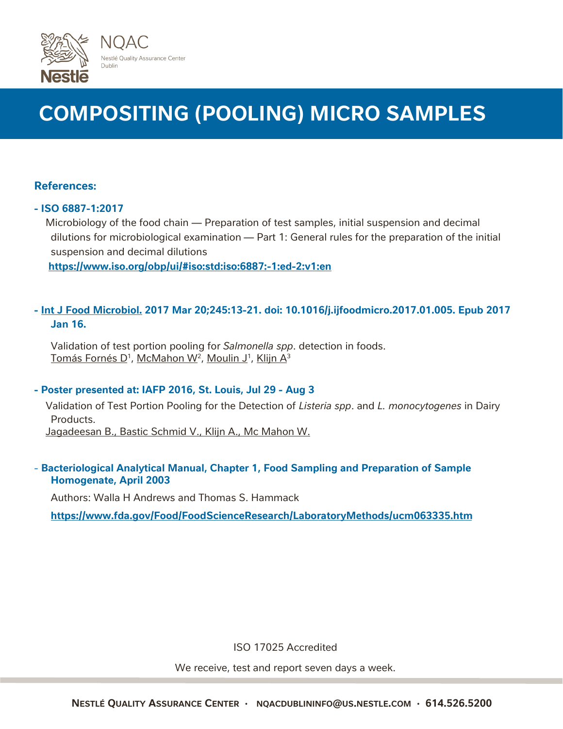NQAC

Nestlé Quality Assurance Center
Dublin

# COMPOSITING (POOLING) MICRO SAMPLES

## References:

**- ISO 6887-1:2017**

Microbiology of the food chain — Preparation of test samples, initial suspension and decimal dilutions for microbiological examination — Part 1: General rules for the preparation of the initial suspension and decimal dilutions

**https://www.iso.org/obp/ui/#iso:std:iso:6887:-1:ed-2:v1:en**

**- Int J Food Microbiol. 2017 Mar 20;245:13-21. doi: 10.1016/j.ijfoodmicro.2017.01.005. Epub 2017 Jan 16.**

Validation of test portion pooling for *Salmonella spp*. detection in foods.
Tomás Fornés D[1], McMahon W[2], Moulin J[1], Klijn A[3]

**- Poster presented at: IAFP 2016, St. Louis, Jul 29 - Aug 3**

Validation of Test Portion Pooling for the Detection of *Listeria spp*. and *L. monocytogenes* in Dairy Products.
Jagadeesan B., Bastic Schmid V., Klijn A., Mc Mahon W.

**- Bacteriological Analytical Manual, Chapter 1, Food Sampling and Preparation of Sample Homogenate, April 2003**

Authors: Walla H Andrews and Thomas S. Hammack

**https://www.fda.gov/Food/FoodScienceResearch/LaboratoryMethods/ucm063335.htm**

ISO 17025 Accredited

We receive, test and report seven days a week.

**NESTLÉ QUALITY ASSURANCE CENTER · NQACDUBLININFO@US.NESTLE.COM · 614.526.5200**